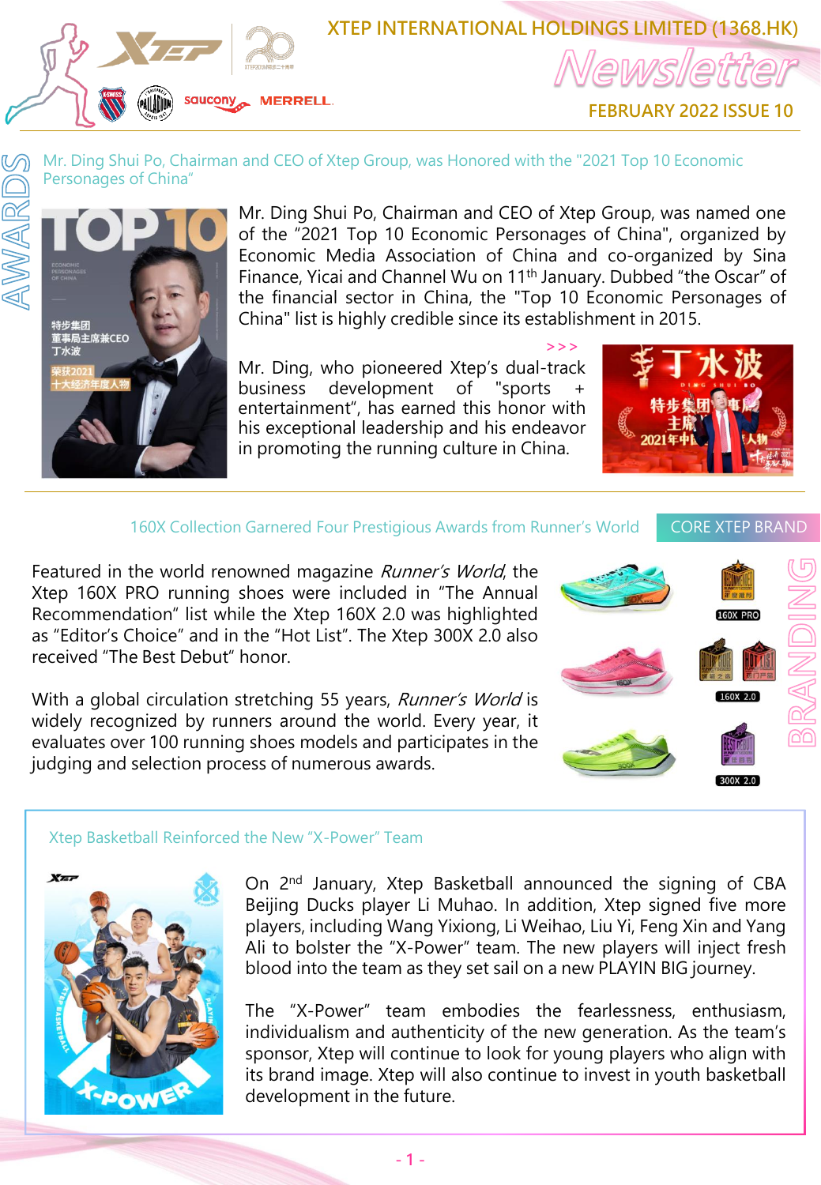# XTEP INTERNATIONAL HOLDINGS LIMITED (1368.HK)

# Newsletter

FEBRUARY 2022 ISSUE 10

## AWARDS

### Mr. Ding Shui Po, Chairman and CEO of Xtep Group, was Honored with the "2021 Top 10 Economic Personages of China"

Mr. Ding Shui Po, Chairman and CEO of Xtep Group, was named one of the "2021 Top 10 Economic Personages of China", organized by Economic Media Association of China and co-organized by Sina Finance, Yicai and Channel Wu on 11th January. Dubbed "the Oscar" of the financial sector in China, the "Top 10 Economic Personages of China" list is highly credible since its establishment in 2015.

Mr. Ding, who pioneered Xtep's dual-track business development of "sports + entertainment", has earned this honor with his exceptional leadership and his endeavor in promoting the running culture in China.

## BRANDING

### CORE XTEP BRAND

### 160X Collection Garnered Four Prestigious Awards from Runner's World

Featured in the world renowned magazine *Runner's World*, the Xtep 160X PRO running shoes were included in "The Annual Recommendation" list while the Xtep 160X 2.0 was highlighted as "Editor's Choice" and in the "Hot List". The Xtep 300X 2.0 also received "The Best Debut" honor.

With a global circulation stretching 55 years, *Runner's World* is widely recognized by runners around the world. Every year, it evaluates over 100 running shoes models and participates in the judging and selection process of numerous awards.

### Xtep Basketball Reinforced the New "X-Power" Team

On 2nd January, Xtep Basketball announced the signing of CBA Beijing Ducks player Li Muhao. In addition, Xtep signed five more players, including Wang Yixiong, Li Weihao, Liu Yi, Feng Xin and Yang Ali to bolster the "X-Power" team. The new players will inject fresh blood into the team as they set sail on a new PLAYIN BIG journey.

The "X-Power" team embodies the fearlessness, enthusiasm, individualism and authenticity of the new generation. As the team's sponsor, Xtep will continue to look for young players who align with its brand image. Xtep will also continue to invest in youth basketball development in the future.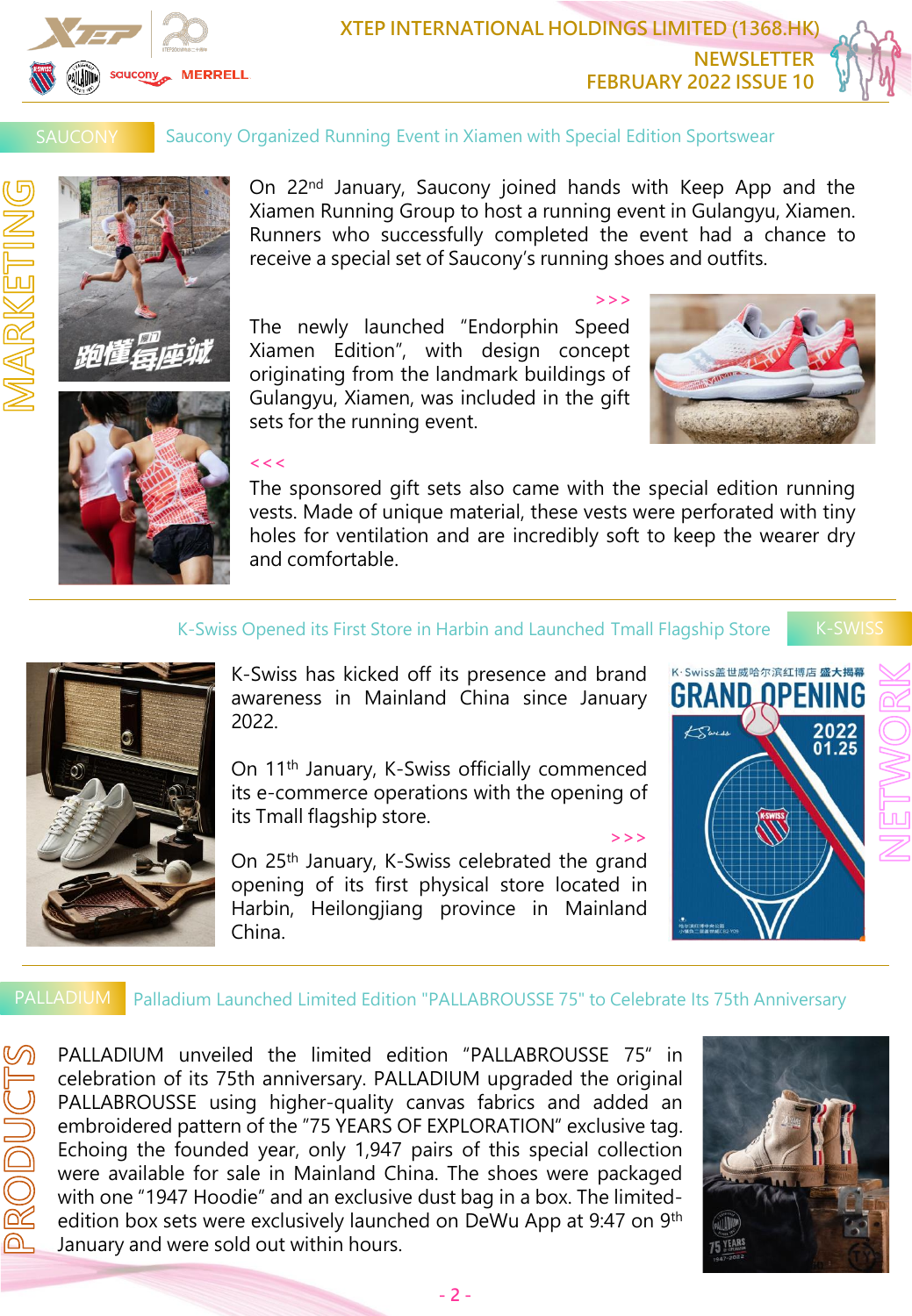XTEP INTERNATIONAL HOLDINGS LIMITED (1368.HK)
NEWSLETTER
FEBRUARY 2022 ISSUE 10

# MARKETING

## SAUCONY — Saucony Organized Running Event in Xiamen with Special Edition Sportswear

On 22nd January, Saucony joined hands with Keep App and the Xiamen Running Group to host a running event in Gulangyu, Xiamen. Runners who successfully completed the event had a chance to receive a special set of Saucony's running shoes and outfits.

The newly launched "Endorphin Speed Xiamen Edition", with design concept originating from the landmark buildings of Gulangyu, Xiamen, was included in the gift sets for the running event.

The sponsored gift sets also came with the special edition running vests. Made of unique material, these vests were perforated with tiny holes for ventilation and are incredibly soft to keep the wearer dry and comfortable.

# NETWORK

## K-SWISS — K-Swiss Opened its First Store in Harbin and Launched Tmall Flagship Store

K-Swiss has kicked off its presence and brand awareness in Mainland China since January 2022.

On 11th January, K-Swiss officially commenced its e-commerce operations with the opening of its Tmall flagship store.

On 25th January, K-Swiss celebrated the grand opening of its first physical store located in Harbin, Heilongjiang province in Mainland China.

# PRODUCTS

## PALLADIUM — Palladium Launched Limited Edition "PALLABROUSSE 75" to Celebrate Its 75th Anniversary

PALLADIUM unveiled the limited edition "PALLABROUSSE 75" in celebration of its 75th anniversary. PALLADIUM upgraded the original PALLABROUSSE using higher-quality canvas fabrics and added an embroidered pattern of the "75 YEARS OF EXPLORATION" exclusive tag. Echoing the founded year, only 1,947 pairs of this special collection were available for sale in Mainland China. The shoes were packaged with one "1947 Hoodie" and an exclusive dust bag in a box. The limited-edition box sets were exclusively launched on DeWu App at 9:47 on 9th January and were sold out within hours.